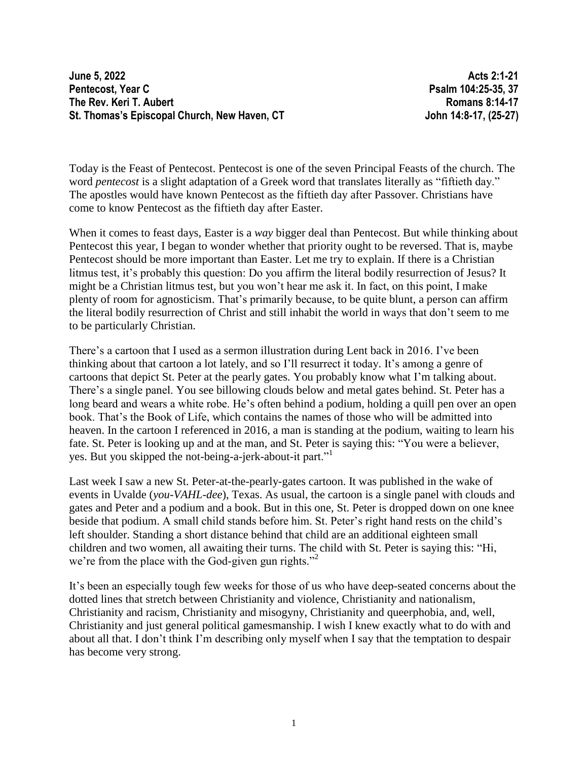**June 5, 2022** | **Acts 2:1-21**
**Pentecost, Year C** | **Psalm 104:25-35, 37**
**The Rev. Keri T. Aubert** | **Romans 8:14-17**
**St. Thomas's Episcopal Church, New Haven, CT** | **John 14:8-17, (25-27)**

Today is the Feast of Pentecost. Pentecost is one of the seven Principal Feasts of the church. The word *pentecost* is a slight adaptation of a Greek word that translates literally as "fiftieth day." The apostles would have known Pentecost as the fiftieth day after Passover. Christians have come to know Pentecost as the fiftieth day after Easter.

When it comes to feast days, Easter is a *way* bigger deal than Pentecost. But while thinking about Pentecost this year, I began to wonder whether that priority ought to be reversed. That is, maybe Pentecost should be more important than Easter. Let me try to explain. If there is a Christian litmus test, it's probably this question: Do you affirm the literal bodily resurrection of Jesus? It might be a Christian litmus test, but you won't hear me ask it. In fact, on this point, I make plenty of room for agnosticism. That's primarily because, to be quite blunt, a person can affirm the literal bodily resurrection of Christ and still inhabit the world in ways that don't seem to me to be particularly Christian.

There's a cartoon that I used as a sermon illustration during Lent back in 2016. I've been thinking about that cartoon a lot lately, and so I'll resurrect it today. It's among a genre of cartoons that depict St. Peter at the pearly gates. You probably know what I'm talking about. There's a single panel. You see billowing clouds below and metal gates behind. St. Peter has a long beard and wears a white robe. He's often behind a podium, holding a quill pen over an open book. That's the Book of Life, which contains the names of those who will be admitted into heaven. In the cartoon I referenced in 2016, a man is standing at the podium, waiting to learn his fate. St. Peter is looking up and at the man, and St. Peter is saying this: "You were a believer, yes. But you skipped the not-being-a-jerk-about-it part."[1]

Last week I saw a new St. Peter-at-the-pearly-gates cartoon. It was published in the wake of events in Uvalde (*you-VAHL-dee*), Texas. As usual, the cartoon is a single panel with clouds and gates and Peter and a podium and a book. But in this one, St. Peter is dropped down on one knee beside that podium. A small child stands before him. St. Peter's right hand rests on the child's left shoulder. Standing a short distance behind that child are an additional eighteen small children and two women, all awaiting their turns. The child with St. Peter is saying this: "Hi, we're from the place with the God-given gun rights."[2]

It's been an especially tough few weeks for those of us who have deep-seated concerns about the dotted lines that stretch between Christianity and violence, Christianity and nationalism, Christianity and racism, Christianity and misogyny, Christianity and queerphobia, and, well, Christianity and just general political gamesmanship. I wish I knew exactly what to do with and about all that. I don't think I'm describing only myself when I say that the temptation to despair has become very strong.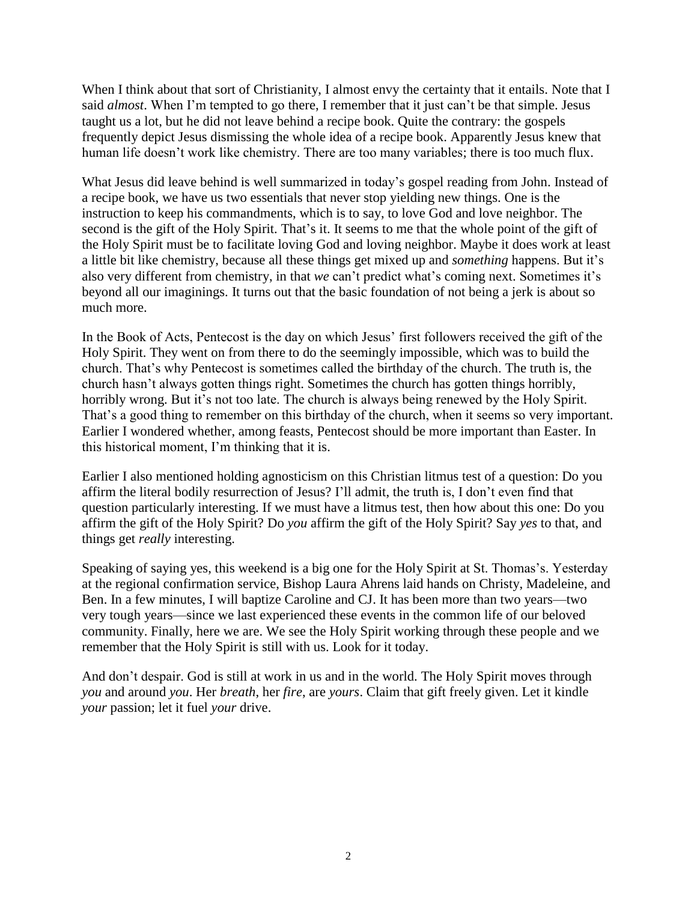When I think about that sort of Christianity, I almost envy the certainty that it entails. Note that I said *almost*. When I'm tempted to go there, I remember that it just can't be that simple. Jesus taught us a lot, but he did not leave behind a recipe book. Quite the contrary: the gospels frequently depict Jesus dismissing the whole idea of a recipe book. Apparently Jesus knew that human life doesn't work like chemistry. There are too many variables; there is too much flux.

What Jesus did leave behind is well summarized in today's gospel reading from John. Instead of a recipe book, we have us two essentials that never stop yielding new things. One is the instruction to keep his commandments, which is to say, to love God and love neighbor. The second is the gift of the Holy Spirit. That's it. It seems to me that the whole point of the gift of the Holy Spirit must be to facilitate loving God and loving neighbor. Maybe it does work at least a little bit like chemistry, because all these things get mixed up and *something* happens. But it's also very different from chemistry, in that *we* can't predict what's coming next. Sometimes it's beyond all our imaginings. It turns out that the basic foundation of not being a jerk is about so much more.

In the Book of Acts, Pentecost is the day on which Jesus' first followers received the gift of the Holy Spirit. They went on from there to do the seemingly impossible, which was to build the church. That's why Pentecost is sometimes called the birthday of the church. The truth is, the church hasn't always gotten things right. Sometimes the church has gotten things horribly, horribly wrong. But it's not too late. The church is always being renewed by the Holy Spirit. That's a good thing to remember on this birthday of the church, when it seems so very important. Earlier I wondered whether, among feasts, Pentecost should be more important than Easter. In this historical moment, I'm thinking that it is.

Earlier I also mentioned holding agnosticism on this Christian litmus test of a question: Do you affirm the literal bodily resurrection of Jesus? I'll admit, the truth is, I don't even find that question particularly interesting. If we must have a litmus test, then how about this one: Do you affirm the gift of the Holy Spirit? Do *you* affirm the gift of the Holy Spirit? Say *yes* to that, and things get *really* interesting.

Speaking of saying yes, this weekend is a big one for the Holy Spirit at St. Thomas's. Yesterday at the regional confirmation service, Bishop Laura Ahrens laid hands on Christy, Madeleine, and Ben. In a few minutes, I will baptize Caroline and CJ. It has been more than two years—two very tough years—since we last experienced these events in the common life of our beloved community. Finally, here we are. We see the Holy Spirit working through these people and we remember that the Holy Spirit is still with us. Look for it today.

And don't despair. God is still at work in us and in the world. The Holy Spirit moves through *you* and around *you*. Her *breath*, her *fire*, are *yours*. Claim that gift freely given. Let it kindle *your* passion; let it fuel *your* drive.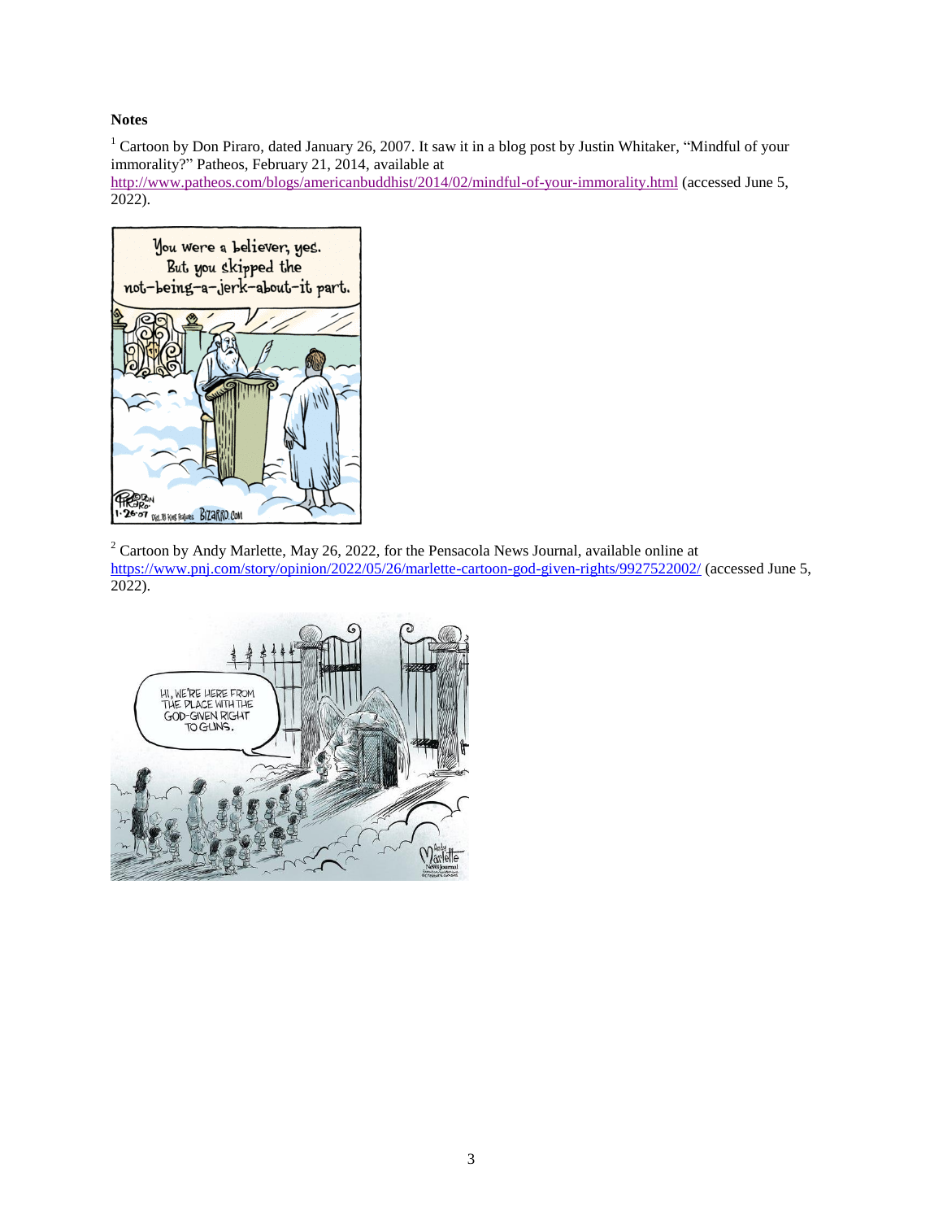**Notes**

[1] Cartoon by Don Piraro, dated January 26, 2007. It saw it in a blog post by Justin Whitaker, "Mindful of your immorality?" Patheos, February 21, 2014, available at http://www.patheos.com/blogs/americanbuddhist/2014/02/mindful-of-your-immorality.html (accessed June 5, 2022).

[2] Cartoon by Andy Marlette, May 26, 2022, for the Pensacola News Journal, available online at https://www.pnj.com/story/opinion/2022/05/26/marlette-cartoon-god-given-rights/9927522002/ (accessed June 5, 2022).